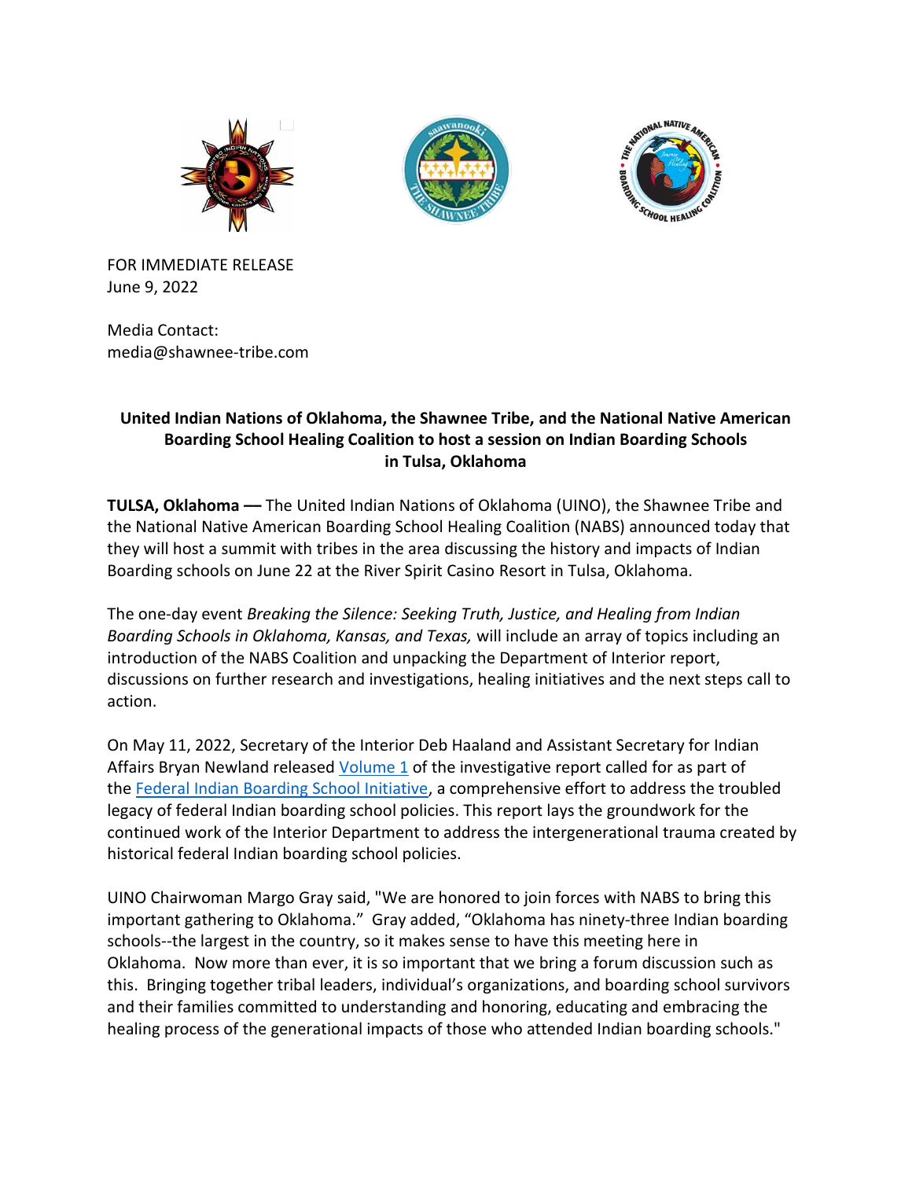FOR IMMEDIATE RELEASE
June 9, 2022

Media Contact:
media@shawnee-tribe.com

**United Indian Nations of Oklahoma, the Shawnee Tribe, and the National Native American Boarding School Healing Coalition to host a session on Indian Boarding Schools in Tulsa, Oklahoma**

**TULSA, Oklahoma —** The United Indian Nations of Oklahoma (UINO), the Shawnee Tribe and the National Native American Boarding School Healing Coalition (NABS) announced today that they will host a summit with tribes in the area discussing the history and impacts of Indian Boarding schools on June 22 at the River Spirit Casino Resort in Tulsa, Oklahoma.

The one-day event *Breaking the Silence: Seeking Truth, Justice, and Healing from Indian Boarding Schools in Oklahoma, Kansas, and Texas,* will include an array of topics including an introduction of the NABS Coalition and unpacking the Department of Interior report, discussions on further research and investigations, healing initiatives and the next steps call to action.

On May 11, 2022, Secretary of the Interior Deb Haaland and Assistant Secretary for Indian Affairs Bryan Newland released Volume 1 of the investigative report called for as part of the Federal Indian Boarding School Initiative, a comprehensive effort to address the troubled legacy of federal Indian boarding school policies. This report lays the groundwork for the continued work of the Interior Department to address the intergenerational trauma created by historical federal Indian boarding school policies.

UINO Chairwoman Margo Gray said, "We are honored to join forces with NABS to bring this important gathering to Oklahoma." Gray added, "Oklahoma has ninety-three Indian boarding schools--the largest in the country, so it makes sense to have this meeting here in Oklahoma. Now more than ever, it is so important that we bring a forum discussion such as this. Bringing together tribal leaders, individual's organizations, and boarding school survivors and their families committed to understanding and honoring, educating and embracing the healing process of the generational impacts of those who attended Indian boarding schools."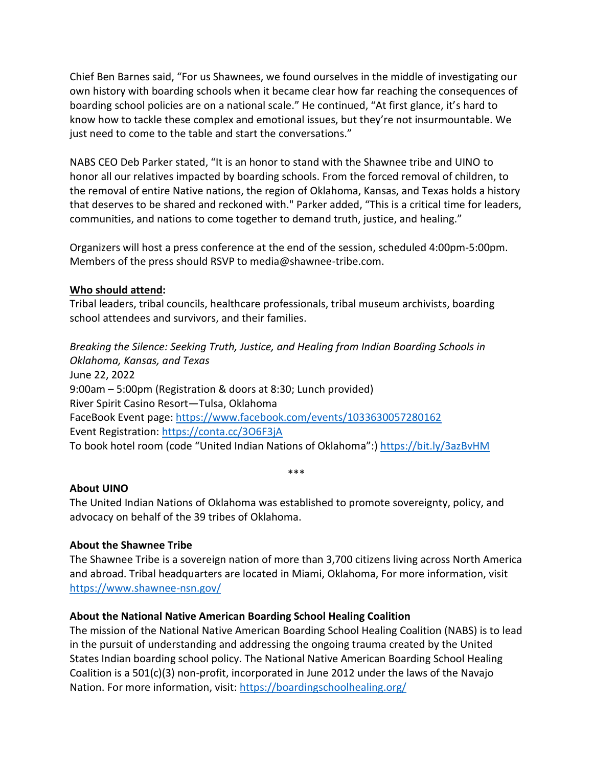Chief Ben Barnes said, "For us Shawnees, we found ourselves in the middle of investigating our own history with boarding schools when it became clear how far reaching the consequences of boarding school policies are on a national scale." He continued, "At first glance, it's hard to know how to tackle these complex and emotional issues, but they're not insurmountable. We just need to come to the table and start the conversations."

NABS CEO Deb Parker stated, "It is an honor to stand with the Shawnee tribe and UINO to honor all our relatives impacted by boarding schools. From the forced removal of children, to the removal of entire Native nations, the region of Oklahoma, Kansas, and Texas holds a history that deserves to be shared and reckoned with." Parker added, "This is a critical time for leaders, communities, and nations to come together to demand truth, justice, and healing."

Organizers will host a press conference at the end of the session, scheduled 4:00pm-5:00pm. Members of the press should RSVP to media@shawnee-tribe.com.

**Who should attend:**
Tribal leaders, tribal councils, healthcare professionals, tribal museum archivists, boarding school attendees and survivors, and their families.

*Breaking the Silence: Seeking Truth, Justice, and Healing from Indian Boarding Schools in Oklahoma, Kansas, and Texas*
June 22, 2022
9:00am – 5:00pm (Registration & doors at 8:30; Lunch provided)
River Spirit Casino Resort—Tulsa, Oklahoma
FaceBook Event page: https://www.facebook.com/events/1033630057280162
Event Registration: https://conta.cc/3O6F3jA
To book hotel room (code "United Indian Nations of Oklahoma":) https://bit.ly/3azBvHM

***

**About UINO**
The United Indian Nations of Oklahoma was established to promote sovereignty, policy, and advocacy on behalf of the 39 tribes of Oklahoma.

**About the Shawnee Tribe**
The Shawnee Tribe is a sovereign nation of more than 3,700 citizens living across North America and abroad. Tribal headquarters are located in Miami, Oklahoma, For more information, visit https://www.shawnee-nsn.gov/

**About the National Native American Boarding School Healing Coalition**
The mission of the National Native American Boarding School Healing Coalition (NABS) is to lead in the pursuit of understanding and addressing the ongoing trauma created by the United States Indian boarding school policy. The National Native American Boarding School Healing Coalition is a 501(c)(3) non-profit, incorporated in June 2012 under the laws of the Navajo Nation. For more information, visit: https://boardingschoolhealing.org/